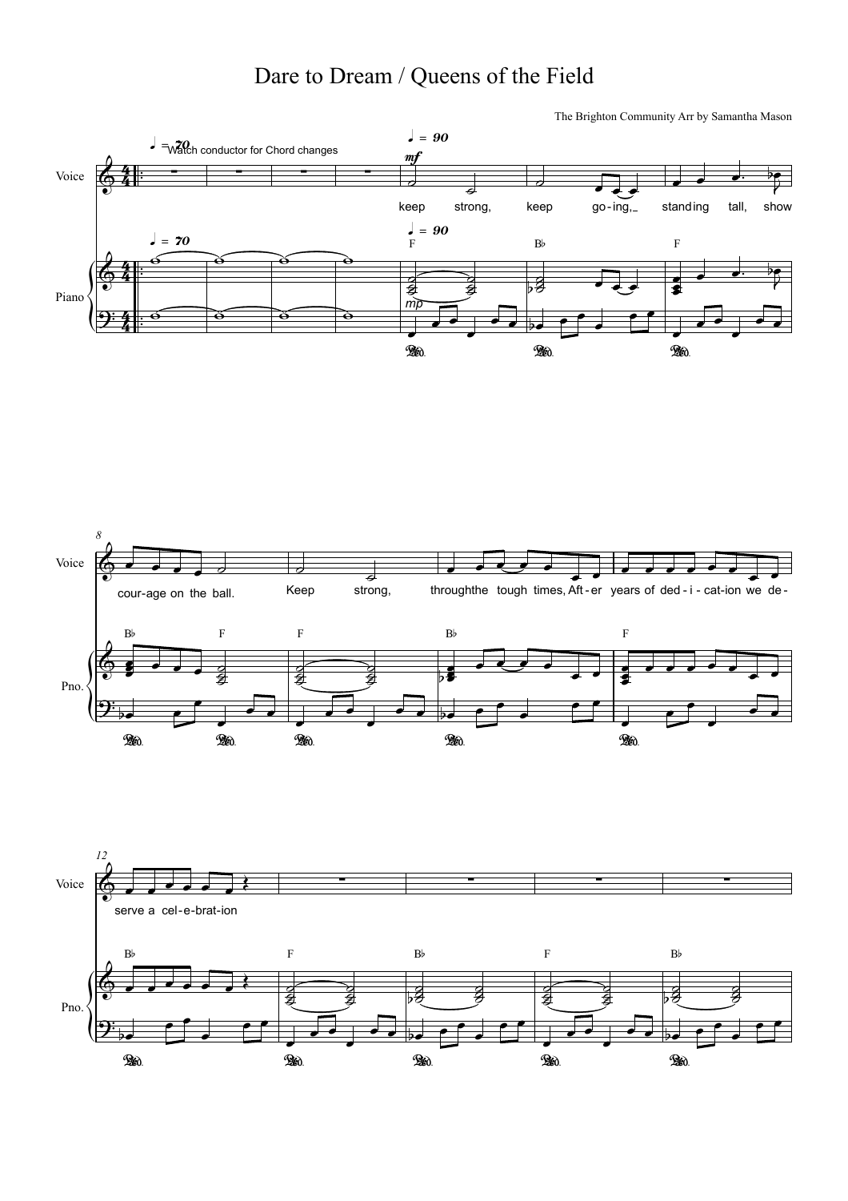# Dare to Dream / Queens of the Field

The Brighton Community Arr by Samantha Mason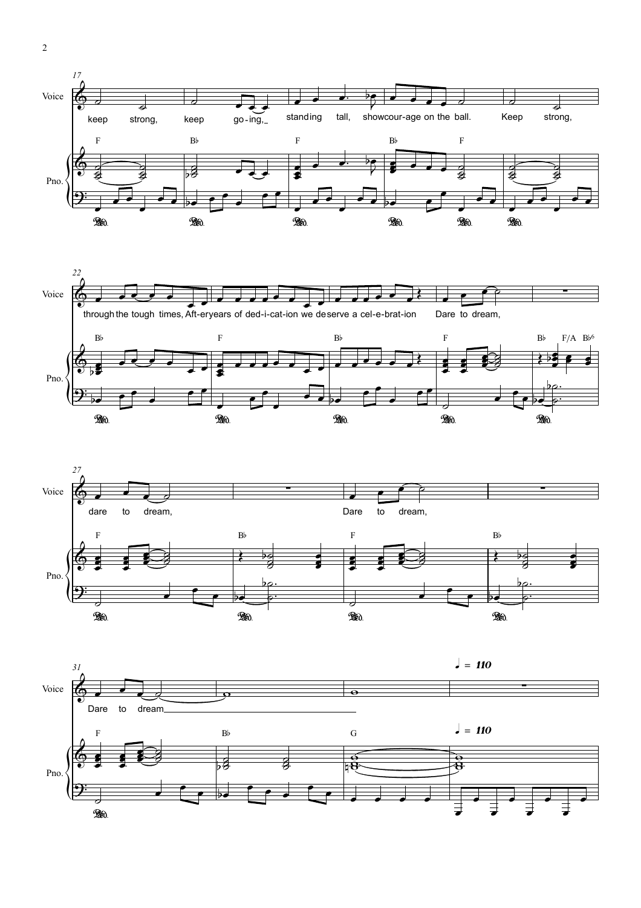Voice

keep strong, keep go-ing, standing tall, show cour-age on the ball. Keep strong,

through the tough times, Aft-er years of ded-i-cat-ion we de-serve a cel-e-brat-ion Dare to dream,

dare to dream, Dare to dream,

Dare to dream

Pno.

F B♭ F B♭ F

B♭ F B♭ F B♭ F/A B♭6

F B♭ F B♭

F B♭ G

♩ = 110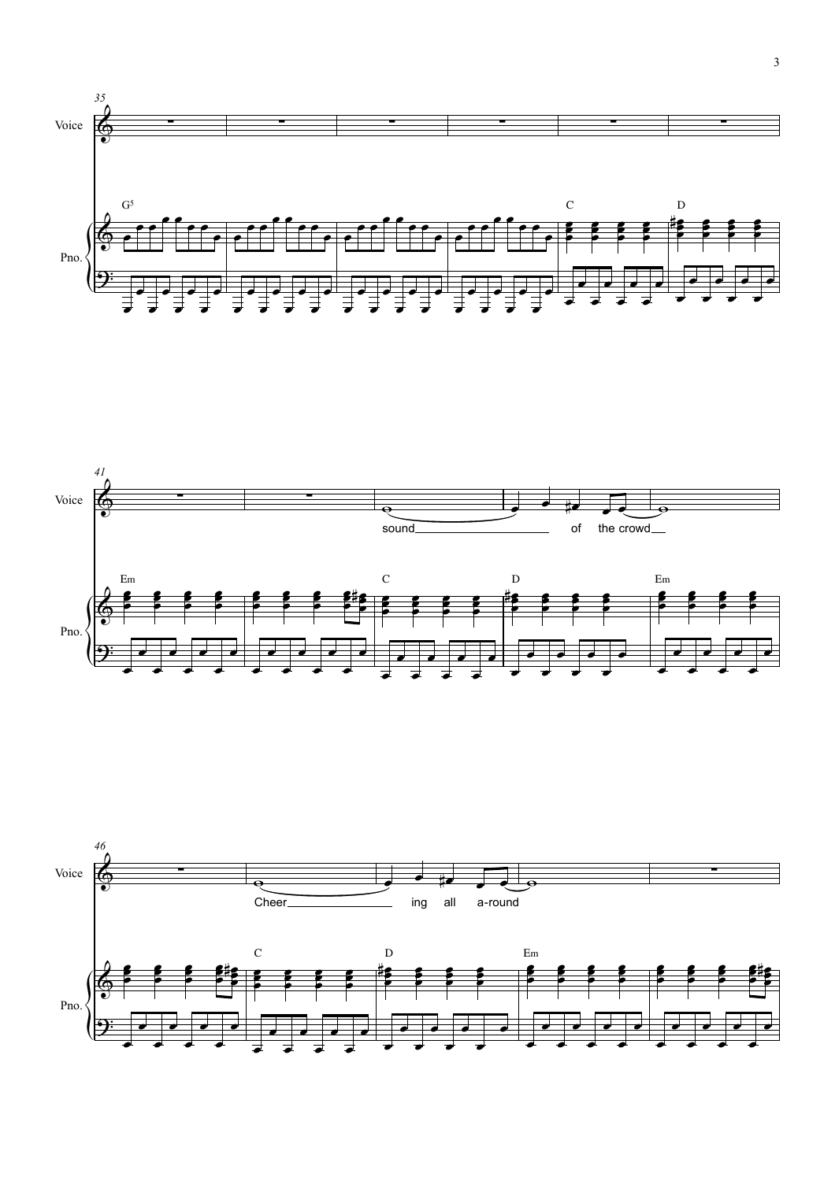35

Voice

Pno.

G5 C D

41

Em C D Em

sound of the crowd

46

C D Em

Cheer ing all a-round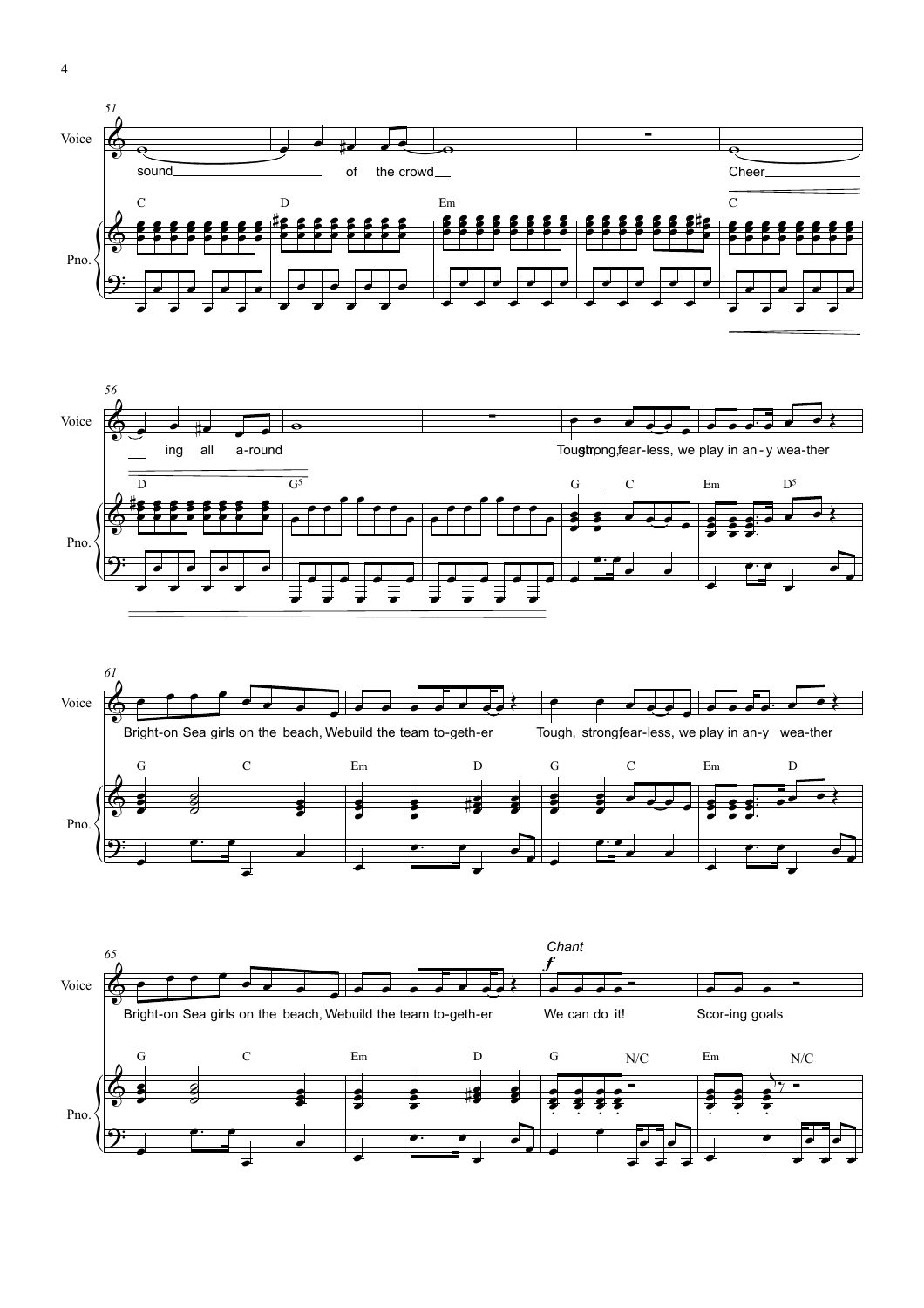Voice

Pno.

51

sound of the crowd Cheer

C D Em C

56

ing all a-round Tough, strong, fear-less, we play in an-y wea-ther

D $G^5$ G C Em $D^5$

61

Bright-on Sea girls on the beach, We build the team to-geth-er Tough, strong, fear-less, we play in an-y wea-ther

G C Em D G C Em D

65

*Chant*

***f***

Bright-on Sea girls on the beach, We build the team to-geth-er We can do it! Scor-ing goals

G C Em D G N/C Em N/C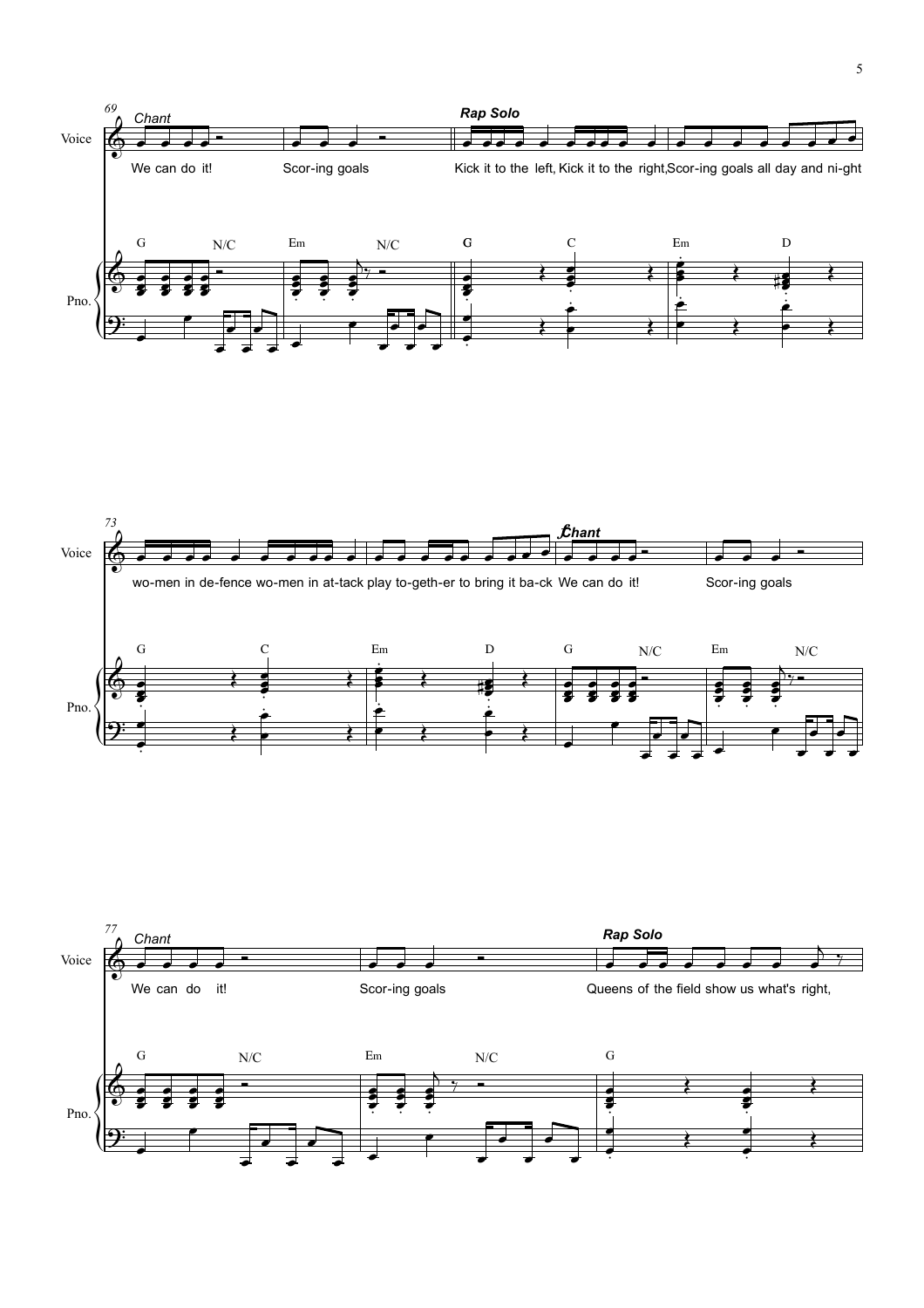Chant — Rap Solo

69

We can do it! Scor-ing goals

Kick it to the left, Kick it to the right, Scor-ing goals all day and ni-ght

G N/C Em N/C G C Em D

73

wo-men in de-fence wo-men in at-tack play to-geth-er to bring it ba-ck

*f* Chant

We can do it! Scor-ing goals

G C Em D G N/C Em N/C

77

Chant

We can do it! Scor-ing goals

Rap Solo

Queens of the field show us what's right,

G N/C Em N/C G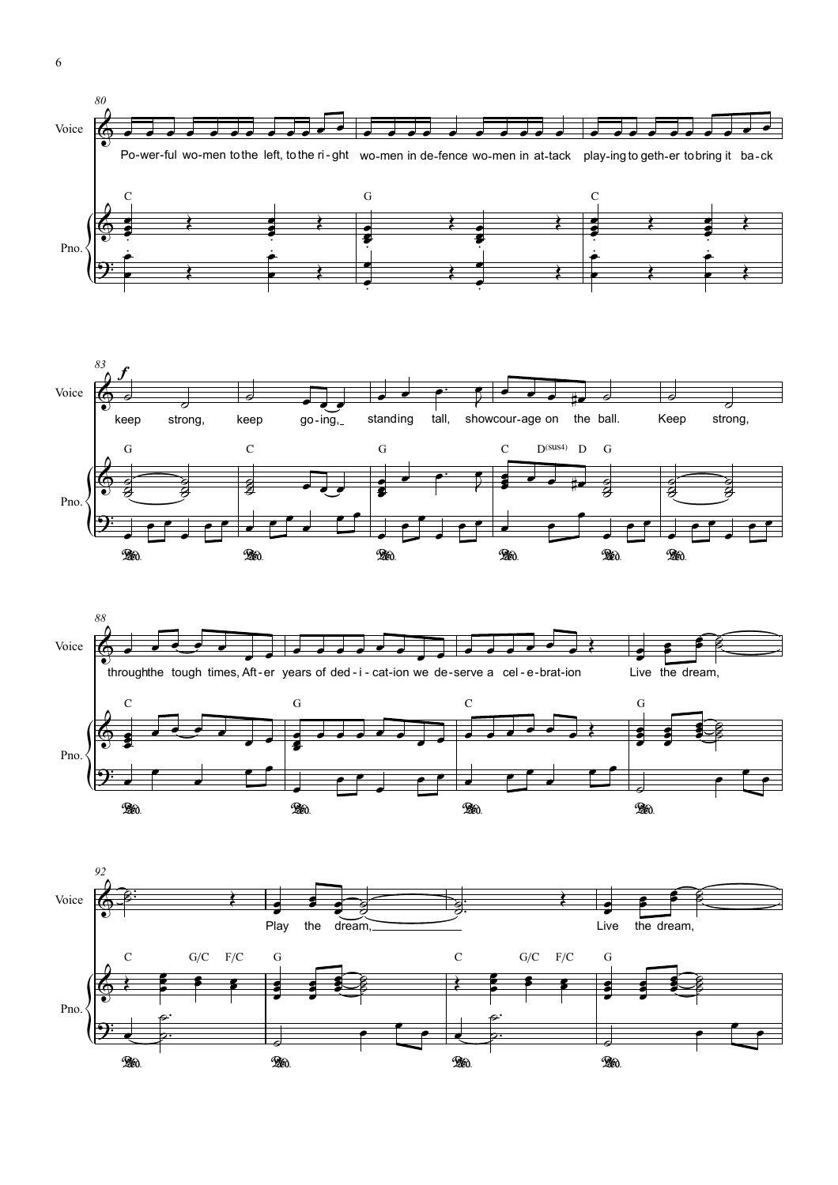80

Voice

Po-wer-ful wo-men to the left, to the ri-ght wo-men in de-fence wo-men in at-tack play-ing to geth-er to bring it ba-ck

Pno.

C G C

83

*f*

keep strong, keep go-ing, standing tall, show cour-age on the ball. Keep strong,

G C G C D(sus4) D G

88

through the tough times, Aft-er years of ded-i-cat-ion we de-serve a cel-e-brat-ion Live the dream,

C G C G

92

Play the dream, Live the dream,

C G/C F/C G C G/C F/C G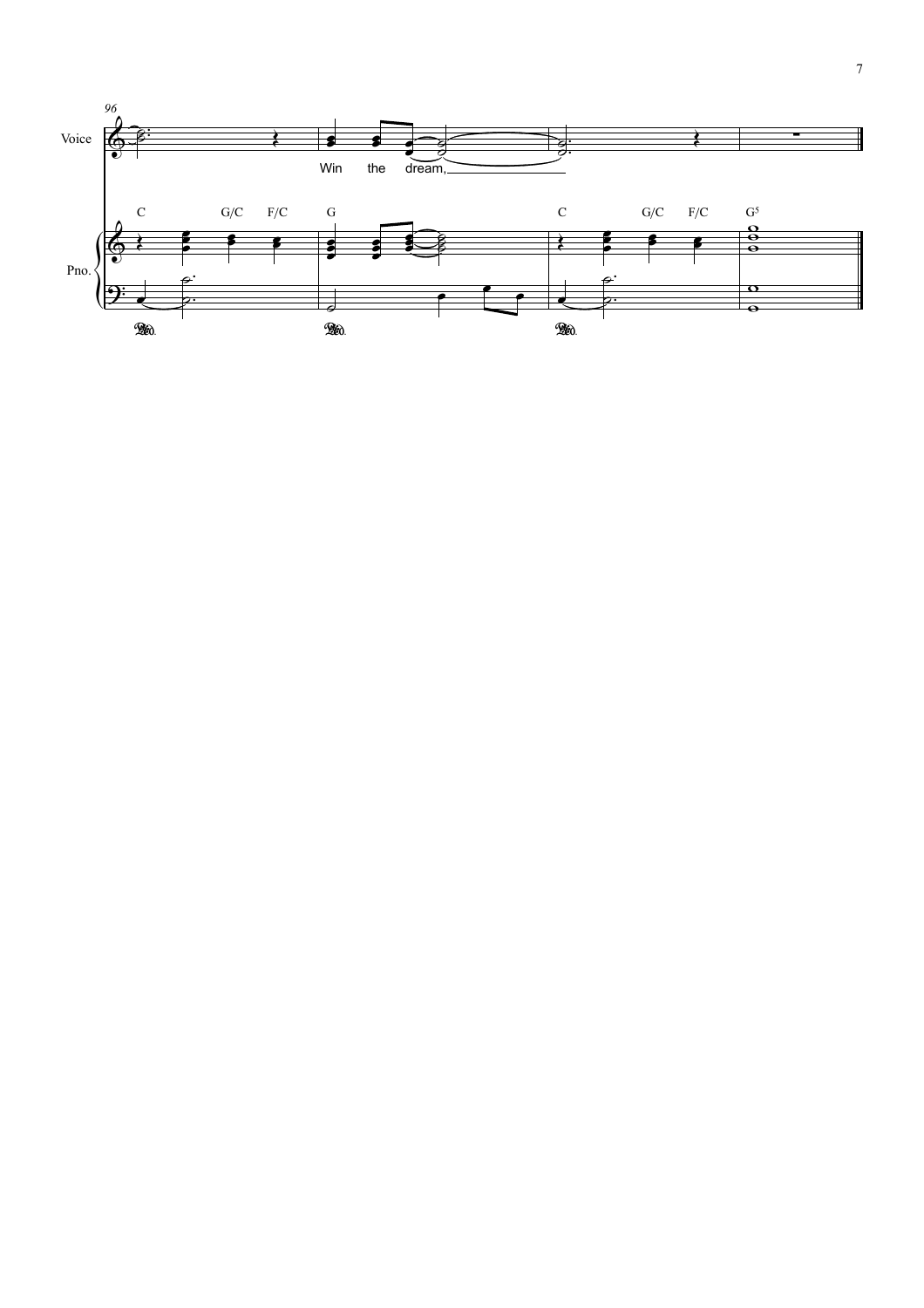96

Voice

Win the dream,

C G/C F/C G C G/C F/C G5

Pno.